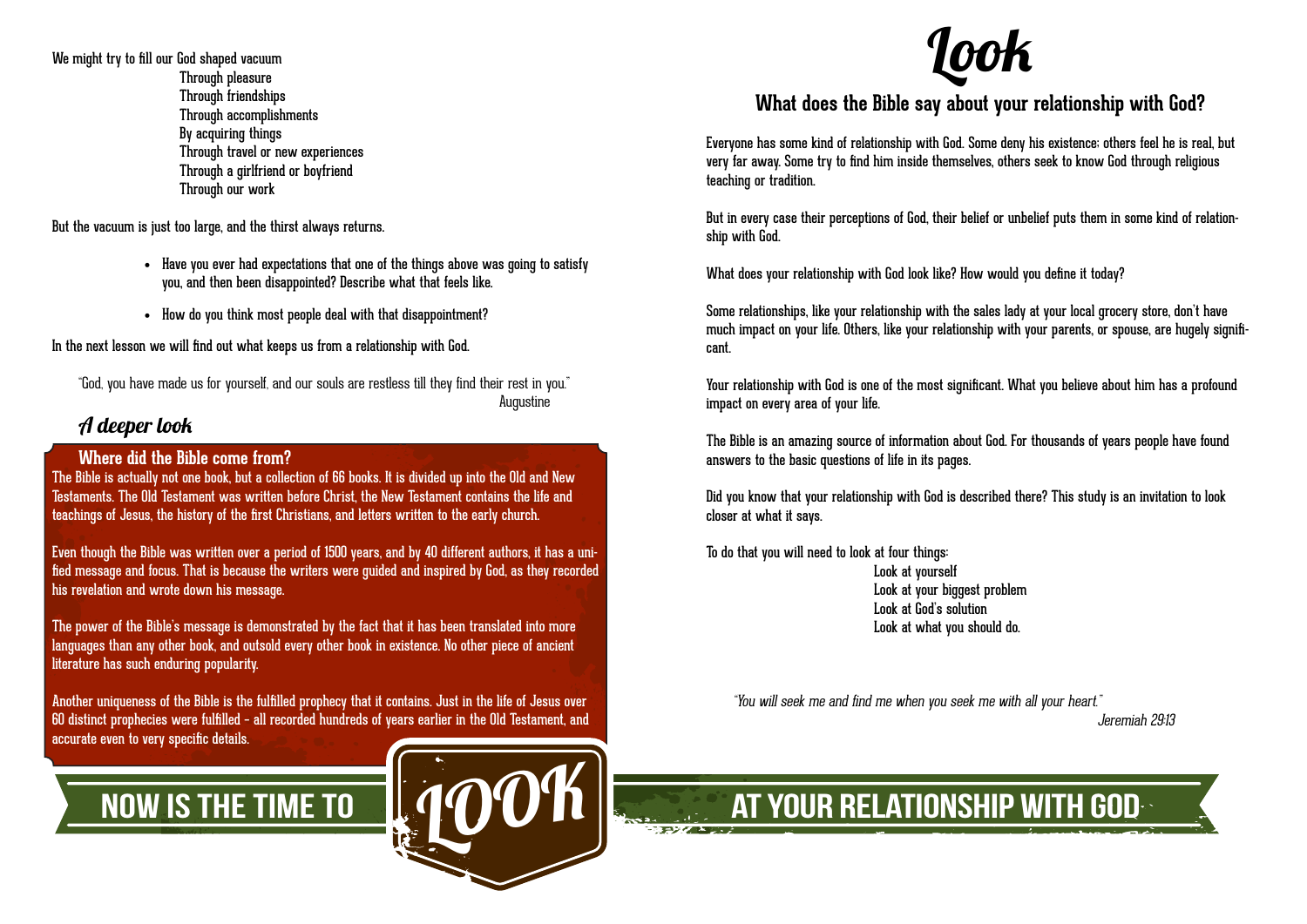We might try to fill our God shaped vacuum

Through pleasure
Through friendships
Through accomplishments
By acquiring things
Through travel or new experiences
Through a girlfriend or boyfriend
Through our work

But the vacuum is just too large, and the thirst always returns.

- Have you ever had expectations that one of the things above was going to satisfy you, and then been disappointed? Describe what that feels like.
- How do you think most people deal with that disappointment?

In the next lesson we will find out what keeps us from a relationship with God.

> "God, you have made us for yourself, and our souls are restless till they find their rest in you."
> Augustine

## A deeper look

### Where did the Bible come from?

The Bible is actually not one book, but a collection of 66 books. It is divided up into the Old and New Testaments. The Old Testament was written before Christ, the New Testament contains the life and teachings of Jesus, the history of the first Christians, and letters written to the early church.

Even though the Bible was written over a period of 1500 years, and by 40 different authors, it has a unified message and focus. That is because the writers were guided and inspired by God, as they recorded his revelation and wrote down his message.

The power of the Bible's message is demonstrated by the fact that it has been translated into more languages than any other book, and outsold every other book in existence. No other piece of ancient literature has such enduring popularity.

Another uniqueness of the Bible is the fulfilled prophecy that it contains. Just in the life of Jesus over 60 distinct prophecies were fulfilled - all recorded hundreds of years earlier in the Old Testament, and accurate even to very specific details.

# Look

## What does the Bible say about your relationship with God?

Everyone has some kind of relationship with God. Some deny his existence; others feel he is real, but very far away. Some try to find him inside themselves, others seek to know God through religious teaching or tradition.

But in every case their perceptions of God, their belief or unbelief puts them in some kind of relationship with God.

What does your relationship with God look like? How would you define it today?

Some relationships, like your relationship with the sales lady at your local grocery store, don't have much impact on your life. Others, like your relationship with your parents, or spouse, are hugely significant.

Your relationship with God is one of the most significant. What you believe about him has a profound impact on every area of your life.

The Bible is an amazing source of information about God. For thousands of years people have found answers to the basic questions of life in its pages.

Did you know that your relationship with God is described there? This study is an invitation to look closer at what it says.

To do that you will need to look at four things:

Look at yourself
Look at your biggest problem
Look at God's solution
Look at what you should do.

> *"You will seek me and find me when you seek me with all your heart."*
> *Jeremiah 29:13*

**NOW IS THE TIME TO LOOK AT YOUR RELATIONSHIP WITH GOD**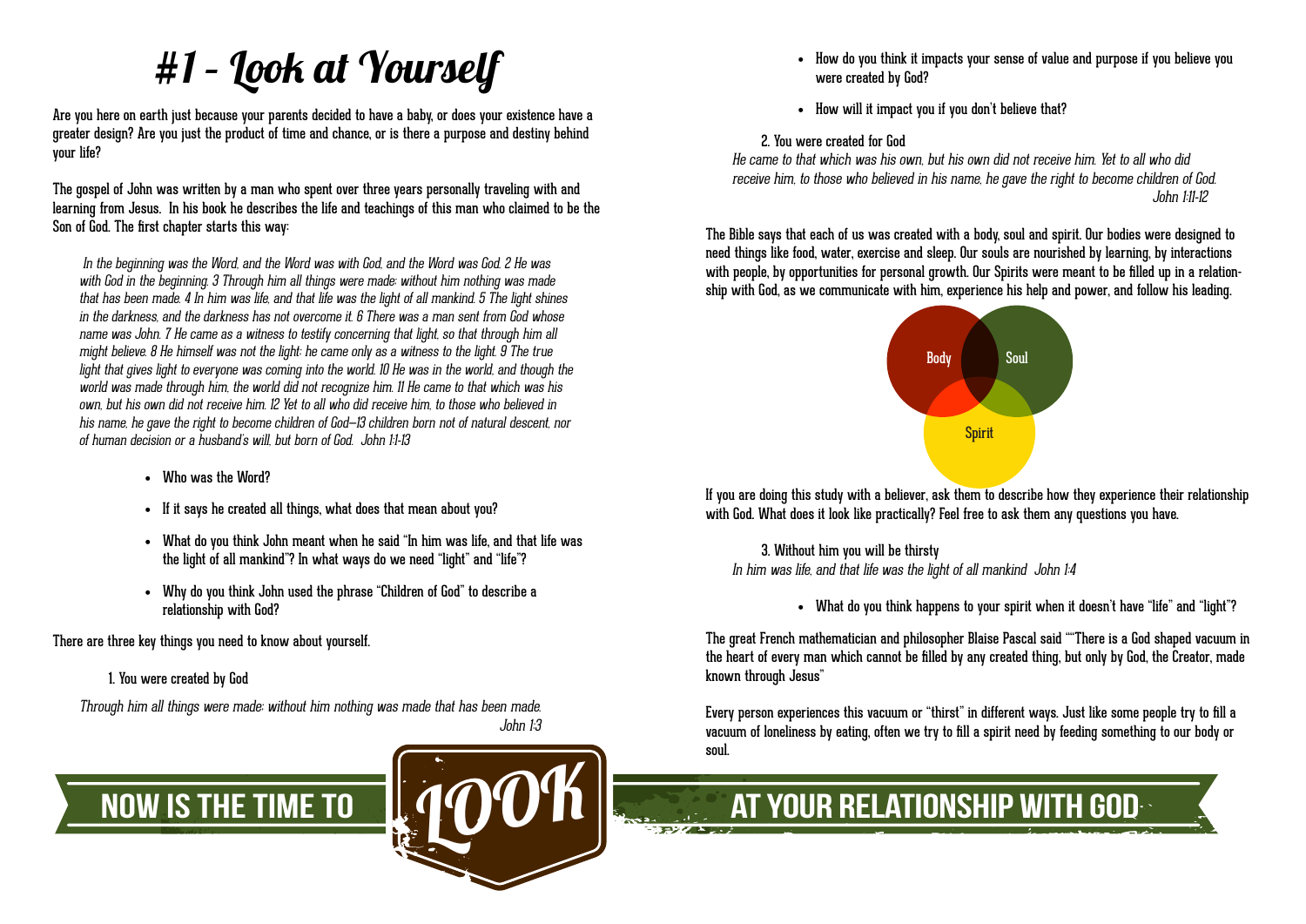# #1 - Look at Yourself

Are you here on earth just because your parents decided to have a baby, or does your existence have a greater design? Are you just the product of time and chance, or is there a purpose and destiny behind your life?

The gospel of John was written by a man who spent over three years personally traveling with and learning from Jesus. In his book he describes the life and teachings of this man who claimed to be the Son of God. The first chapter starts this way:

*In the beginning was the Word, and the Word was with God, and the Word was God. 2 He was with God in the beginning. 3 Through him all things were made; without him nothing was made that has been made. 4 In him was life, and that life was the light of all mankind. 5 The light shines in the darkness, and the darkness has not overcome it. 6 There was a man sent from God whose name was John. 7 He came as a witness to testify concerning that light, so that through him all might believe. 8 He himself was not the light; he came only as a witness to the light. 9 The true light that gives light to everyone was coming into the world. 10 He was in the world, and though the world was made through him, the world did not recognize him. 11 He came to that which was his own, but his own did not receive him. 12 Yet to all who did receive him, to those who believed in his name, he gave the right to become children of God—13 children born not of natural descent, nor of human decision or a husband's will, but born of God. John 1:1-13*

- Who was the Word?
- If it says he created all things, what does that mean about you?
- What do you think John meant when he said "In him was life, and that life was the light of all mankind"? In what ways do we need "light" and "life"?
- Why do you think John used the phrase "Children of God" to describe a relationship with God?

There are three key things you need to know about yourself.

1. You were created by God

*Through him all things were made; without him nothing was made that has been made.*
*John 1:3*

- How do you think it impacts your sense of value and purpose if you believe you were created by God?
- How will it impact you if you don't believe that?

2. You were created for God

*He came to that which was his own, but his own did not receive him. Yet to all who did receive him, to those who believed in his name, he gave the right to become children of God.*
*John 1:11-12*

The Bible says that each of us was created with a body, soul and spirit. Our bodies were designed to need things like food, water, exercise and sleep. Our souls are nourished by learning, by interactions with people, by opportunities for personal growth. Our Spirits were meant to be filled up in a relationship with God, as we communicate with him, experience his help and power, and follow his leading.

Body | Soul | Spirit

If you are doing this study with a believer, ask them to describe how they experience their relationship with God. What does it look like practically? Feel free to ask them any questions you have.

3. Without him you will be thirsty

*In him was life, and that life was the light of all mankind John 1:4*

- What do you think happens to your spirit when it doesn't have "life" and "light"?

The great French mathematician and philosopher Blaise Pascal said ""There is a God shaped vacuum in the heart of every man which cannot be filled by any created thing, but only by God, the Creator, made known through Jesus"

Every person experiences this vacuum or "thirst" in different ways. Just like some people try to fill a vacuum of loneliness by eating, often we try to fill a spirit need by feeding something to our body or soul.

NOW IS THE TIME TO LOOK AT YOUR RELATIONSHIP WITH GOD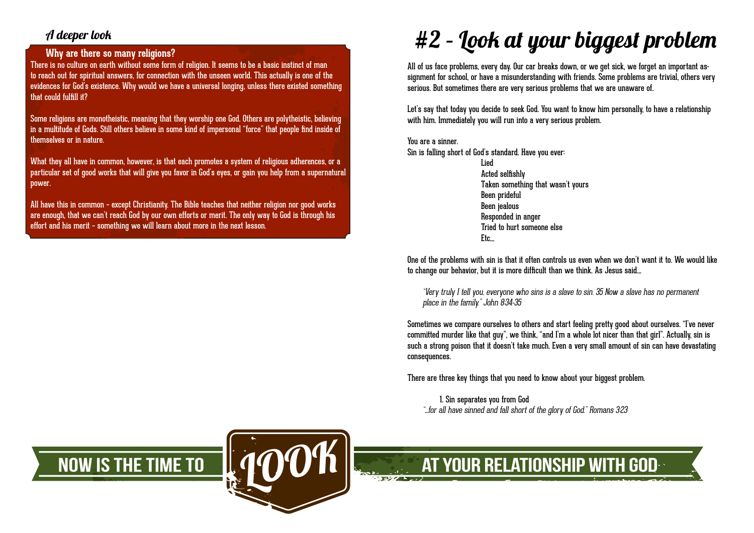### A deeper look

**Why are there so many religions?**

There is no culture on earth without some form of religion. It seems to be a basic instinct of man to reach out for spiritual answers, for connection with the unseen world. This actually is one of the evidences for God's existence. Why would we have a universal longing, unless there existed something that could fulfill it?

Some religions are monotheistic, meaning that they worship one God. Others are polytheistic, believing in a multitude of Gods. Still others believe in some kind of impersonal "force" that people find inside of themselves or in nature.

What they all have in common, however, is that each promotes a system of religious adherences, or a particular set of good works that will give you favor in God's eyes, or gain you help from a supernatural power.

All have this in common - except Christianity. The Bible teaches that neither religion nor good works are enough, that we can't reach God by our own efforts or merit. The only way to God is through his effort and his merit - something we will learn about more in the next lesson.

# #2 - Look at your biggest problem

All of us face problems, every day. Our car breaks down, or we get sick, we forget an important assignment for school, or have a misunderstanding with friends. Some problems are trivial, others very serious. But sometimes there are very serious problems that we are unaware of.

Let's say that today you decide to seek God. You want to know him personally, to have a relationship with him. Immediately you will run into a very serious problem.

You are a sinner.
Sin is falling short of God's standard. Have you ever:

- Lied
- Acted selfishly
- Taken something that wasn't yours
- Been prideful
- Been jealous
- Responded in anger
- Tried to hurt someone else
- Etc...

One of the problems with sin is that it often controls us even when we don't want it to. We would like to change our behavior, but it is more difficult than we think. As Jesus said...

> *"Very truly I tell you, everyone who sins is a slave to sin. 35 Now a slave has no permanent place in the family." John 8:34-35*

Sometimes we compare ourselves to others and start feeling pretty good about ourselves. "I've never committed murder like that guy", we think, "and I'm a whole lot nicer than that girl". Actually, sin is such a strong poison that it doesn't take much. Even a very small amount of sin can have devastating consequences.

There are three key things that you need to know about your biggest problem.

1. Sin separates you from God

*"...for all have sinned and fall short of the glory of God." Romans 3:23*

NOW IS THE TIME TO LOOK AT YOUR RELATIONSHIP WITH GOD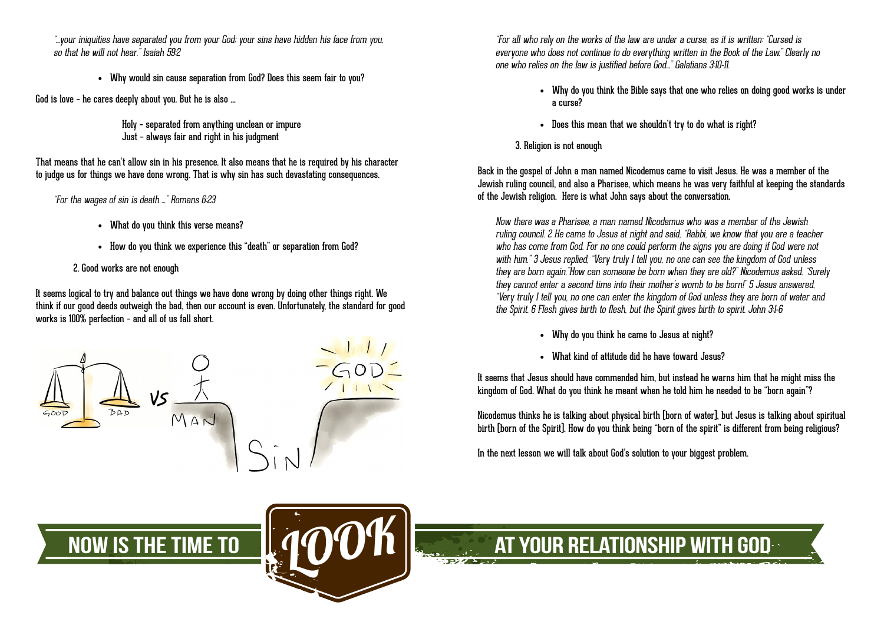*"…your iniquities have separated you from your God; your sins have hidden his face from you, so that he will not hear." Isaiah 59:2*

- Why would sin cause separation from God? Does this seem fair to you?

God is love – he cares deeply about you. But he is also …

Holy – separated from anything unclean or impure
Just – always fair and right in his judgment

That means that he can't allow sin in his presence. It also means that he is required by his character to judge us for things we have done wrong. That is why sin has such devastating consequences.

*"For the wages of sin is death …" Romans 6:23*

- What do you think this verse means?
- How do you think we experience this "death" or separation from God?

2. Good works are not enough

It seems logical to try and balance out things we have done wrong by doing other things right. We think if our good deeds outweigh the bad, then our account is even. Unfortunately, the standard for good works is 100% perfection – and all of us fall short.

GOOD BAD VS MAN SIN GOD

*"For all who rely on the works of the law are under a curse, as it is written: "Cursed is everyone who does not continue to do everything written in the Book of the Law." Clearly no one who relies on the law is justified before God…" Galatians 3:10-11.*

- Why do you think the Bible says that one who relies on doing good works is under a curse?
- Does this mean that we shouldn't try to do what is right?

3. Religion is not enough

Back in the gospel of John a man named Nicodemus came to visit Jesus. He was a member of the Jewish ruling council, and also a Pharisee, which means he was very faithful at keeping the standards of the Jewish religion. Here is what John says about the conversation.

*Now there was a Pharisee, a man named Nicodemus who was a member of the Jewish ruling council. 2 He came to Jesus at night and said, "Rabbi, we know that you are a teacher who has come from God. For no one could perform the signs you are doing if God were not with him." 3 Jesus replied, "Very truly I tell you, no one can see the kingdom of God unless they are born again."How can someone be born when they are old?" Nicodemus asked. "Surely they cannot enter a second time into their mother's womb to be born!" 5 Jesus answered, "Very truly I tell you, no one can enter the kingdom of God unless they are born of water and the Spirit. 6 Flesh gives birth to flesh, but the Spirit gives birth to spirit. John 3:1-6*

- Why do you think he came to Jesus at night?
- What kind of attitude did he have toward Jesus?

It seems that Jesus should have commended him, but instead he warns him that he might miss the kingdom of God. What do you think he meant when he told him he needed to be "born again"?

Nicodemus thinks he is talking about physical birth [born of water], but Jesus is talking about spiritual birth [born of the Spirit]. How do you think being "born of the spirit" is different from being religious?

In the next lesson we will talk about God's solution to your biggest problem.

**NOW IS THE TIME TO LOOK AT YOUR RELATIONSHIP WITH GOD**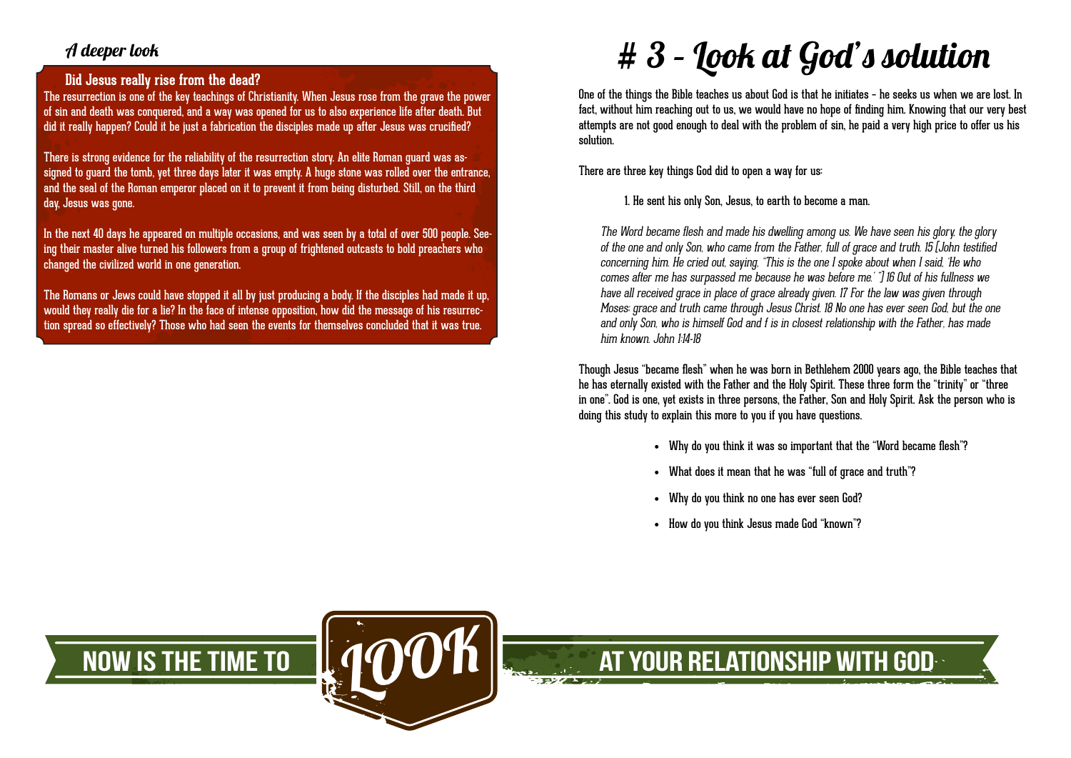## A deeper look

### Did Jesus really rise from the dead?

The resurrection is one of the key teachings of Christianity. When Jesus rose from the grave the power of sin and death was conquered, and a way was opened for us to also experience life after death. But did it really happen? Could it be just a fabrication the disciples made up after Jesus was crucified?

There is strong evidence for the reliability of the resurrection story. An elite Roman guard was assigned to guard the tomb, yet three days later it was empty. A huge stone was rolled over the entrance, and the seal of the Roman emperor placed on it to prevent it from being disturbed. Still, on the third day, Jesus was gone.

In the next 40 days he appeared on multiple occasions, and was seen by a total of over 500 people. Seeing their master alive turned his followers from a group of frightened outcasts to bold preachers who changed the civilized world in one generation.

The Romans or Jews could have stopped it all by just producing a body. If the disciples had made it up, would they really die for a lie? In the face of intense opposition, how did the message of his resurrection spread so effectively? Those who had seen the events for themselves concluded that it was true.

# # 3 - Look at God's solution

One of the things the Bible teaches us about God is that he initiates - he seeks us when we are lost. In fact, without him reaching out to us, we would have no hope of finding him. Knowing that our very best attempts are not good enough to deal with the problem of sin, he paid a very high price to offer us his solution.

There are three key things God did to open a way for us:

1. He sent his only Son, Jesus, to earth to become a man.

*The Word became flesh and made his dwelling among us. We have seen his glory, the glory of the one and only Son, who came from the Father, full of grace and truth. 15 (John testified concerning him. He cried out, saying, "This is the one I spoke about when I said, 'He who comes after me has surpassed me because he was before me.' ") 16 Out of his fullness we have all received grace in place of grace already given. 17 For the law was given through Moses; grace and truth came through Jesus Christ. 18 No one has ever seen God, but the one and only Son, who is himself God and f is in closest relationship with the Father, has made him known. John 1:14-18*

Though Jesus "became flesh" when he was born in Bethlehem 2000 years ago, the Bible teaches that he has eternally existed with the Father and the Holy Spirit. These three form the "trinity" or "three in one". God is one, yet exists in three persons, the Father, Son and Holy Spirit. Ask the person who is doing this study to explain this more to you if you have questions.

- Why do you think it was so important that the "Word became flesh"?
- What does it mean that he was "full of grace and truth"?
- Why do you think no one has ever seen God?
- How do you think Jesus made God "known"?

NOW IS THE TIME TO LOOK AT YOUR RELATIONSHIP WITH GOD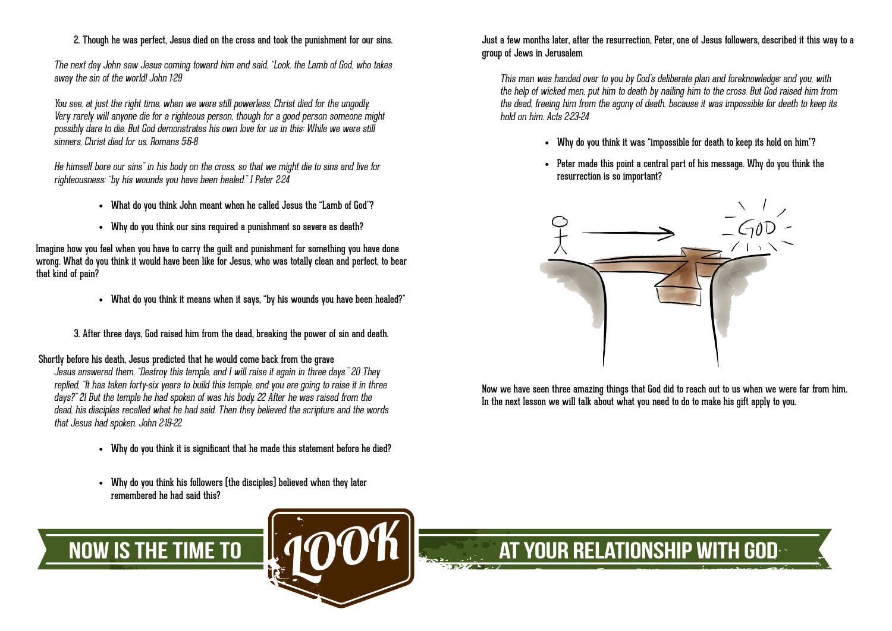2. Though he was perfect, Jesus died on the cross and took the punishment for our sins.

*The next day John saw Jesus coming toward him and said, "Look, the Lamb of God, who takes away the sin of the world! John 1:29*

*You see, at just the right time, when we were still powerless, Christ died for the ungodly. Very rarely will anyone die for a righteous person, though for a good person someone might possibly dare to die. But God demonstrates his own love for us in this: While we were still sinners, Christ died for us. Romans 5:6-8*

*He himself bore our sins" in his body on the cross, so that we might die to sins and live for righteousness; "by his wounds you have been healed." I Peter 2:24*

- What do you think John meant when he called Jesus the "Lamb of God"?
- Why do you think our sins required a punishment so severe as death?

Imagine how you feel when you have to carry the guilt and punishment for something you have done wrong. What do you think it would have been like for Jesus, who was totally clean and perfect, to bear that kind of pain?

- What do you think it means when it says, "by his wounds you have been healed?"

3. After three days, God raised him from the dead, breaking the power of sin and death.

Shortly before his death, Jesus predicted that he would come back from the grave

*Jesus answered them, "Destroy this temple, and I will raise it again in three days." 20 They replied, "It has taken forty-six years to build this temple, and you are going to raise it in three days?" 21 But the temple he had spoken of was his body. 22 After he was raised from the dead, his disciples recalled what he had said. Then they believed the scripture and the words that Jesus had spoken. John 2:19-22*

- Why do you think it is significant that he made this statement before he died?
- Why do you think his followers (the disciples) believed when they later remembered he had said this?

Just a few months later, after the resurrection, Peter, one of Jesus followers, described it this way to a group of Jews in Jerusalem

*This man was handed over to you by God's deliberate plan and foreknowledge; and you, with the help of wicked men, put him to death by nailing him to the cross. But God raised him from the dead, freeing him from the agony of death, because it was impossible for death to keep its hold on him. Acts 2:23-24*

- Why do you think it was "impossible for death to keep its hold on him"?
- Peter made this point a central part of his message. Why do you think the resurrection is so important?

Now we have seen three amazing things that God did to reach out to us when we were far from him. In the next lesson we will talk about what you need to do to make his gift apply to you.

NOW IS THE TIME TO LOOK AT YOUR RELATIONSHIP WITH GOD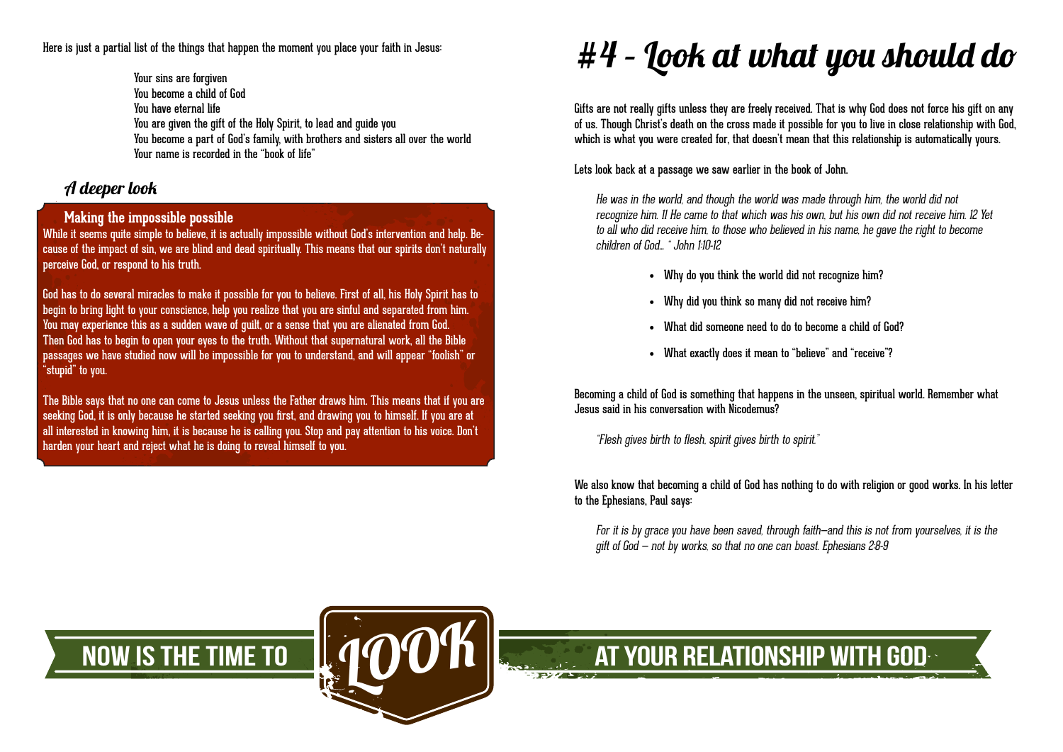Here is just a partial list of the things that happen the moment you place your faith in Jesus:

Your sins are forgiven
You become a child of God
You have eternal life
You are given the gift of the Holy Spirit, to lead and guide you
You become a part of God's family, with brothers and sisters all over the world
Your name is recorded in the "book of life"

## A deeper look

### Making the impossible possible

While it seems quite simple to believe, it is actually impossible without God's intervention and help. Because of the impact of sin, we are blind and dead spiritually. This means that our spirits don't naturally perceive God, or respond to his truth.

God has to do several miracles to make it possible for you to believe. First of all, his Holy Spirit has to begin to bring light to your conscience, help you realize that you are sinful and separated from him. You may experience this as a sudden wave of guilt, or a sense that you are alienated from God. Then God has to begin to open your eyes to the truth. Without that supernatural work, all the Bible passages we have studied now will be impossible for you to understand, and will appear "foolish" or "stupid" to you.

The Bible says that no one can come to Jesus unless the Father draws him. This means that if you are seeking God, it is only because he started seeking you first, and drawing you to himself. If you are at all interested in knowing him, it is because he is calling you. Stop and pay attention to his voice. Don't harden your heart and reject what he is doing to reveal himself to you.

# #4 - Look at what you should do

Gifts are not really gifts unless they are freely received. That is why God does not force his gift on any of us. Though Christ's death on the cross made it possible for you to live in close relationship with God, which is what you were created for, that doesn't mean that this relationship is automatically yours.

Lets look back at a passage we saw earlier in the book of John.

*He was in the world, and though the world was made through him, the world did not recognize him. 11 He came to that which was his own, but his own did not receive him. 12 Yet to all who did receive him, to those who believed in his name, he gave the right to become children of God... " John 1:10-12*

- Why do you think the world did not recognize him?
- Why did you think so many did not receive him?
- What did someone need to do to become a child of God?
- What exactly does it mean to "believe" and "receive"?

Becoming a child of God is something that happens in the unseen, spiritual world. Remember what Jesus said in his conversation with Nicodemus?

*"Flesh gives birth to flesh, spirit gives birth to spirit."*

We also know that becoming a child of God has nothing to do with religion or good works. In his letter to the Ephesians, Paul says:

*For it is by grace you have been saved, through faith—and this is not from yourselves, it is the gift of God – not by works, so that no one can boast. Ephesians 2:8-9*

NOW IS THE TIME TO LOOK AT YOUR RELATIONSHIP WITH GOD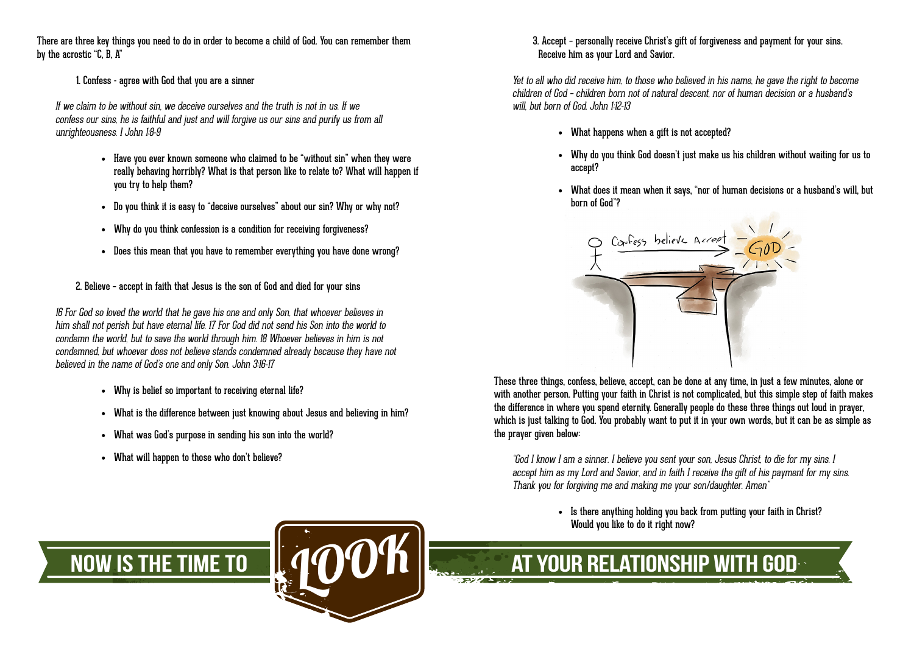There are three key things you need to do in order to become a child of God. You can remember them by the acrostic "C, B, A"

1. Confess - agree with God that you are a sinner

*If we claim to be without sin, we deceive ourselves and the truth is not in us. If we confess our sins, he is faithful and just and will forgive us our sins and purify us from all unrighteousness. I John 1:8-9*

- Have you ever known someone who claimed to be "without sin" when they were really behaving horribly? What is that person like to relate to? What will happen if you try to help them?
- Do you think it is easy to "deceive ourselves" about our sin? Why or why not?
- Why do you think confession is a condition for receiving forgiveness?
- Does this mean that you have to remember everything you have done wrong?

2. Believe – accept in faith that Jesus is the son of God and died for your sins

*16 For God so loved the world that he gave his one and only Son, that whoever believes in him shall not perish but have eternal life. 17 For God did not send his Son into the world to condemn the world, but to save the world through him. 18 Whoever believes in him is not condemned, but whoever does not believe stands condemned already because they have not believed in the name of God's one and only Son. John 3:16-17*

- Why is belief so important to receiving eternal life?
- What is the difference between just knowing about Jesus and believing in him?
- What was God's purpose in sending his son into the world?
- What will happen to those who don't believe?

3. Accept – personally receive Christ's gift of forgiveness and payment for your sins. Receive him as your Lord and Savior.

*Yet to all who did receive him, to those who believed in his name, he gave the right to become children of God – children born not of natural descent, nor of human decision or a husband's will, but born of God. John 1:12-13*

- What happens when a gift is not accepted?
- Why do you think God doesn't just make us his children without waiting for us to accept?
- What does it mean when it says, "nor of human decisions or a husband's will, but born of God"?

Confess believe Accept

GOD

These three things, confess, believe, accept, can be done at any time, in just a few minutes, alone or with another person. Putting your faith in Christ is not complicated, but this simple step of faith makes the difference in where you spend eternity. Generally people do these three things out loud in prayer, which is just talking to God. You probably want to put it in your own words, but it can be as simple as the prayer given below:

*"God I know I am a sinner. I believe you sent your son, Jesus Christ, to die for my sins. I accept him as my Lord and Savior, and in faith I receive the gift of his payment for my sins. Thank you for forgiving me and making me your son/daughter. Amen"*

- Is there anything holding you back from putting your faith in Christ? Would you like to do it right now?

**NOW IS THE TIME TO LOOK AT YOUR RELATIONSHIP WITH GOD**